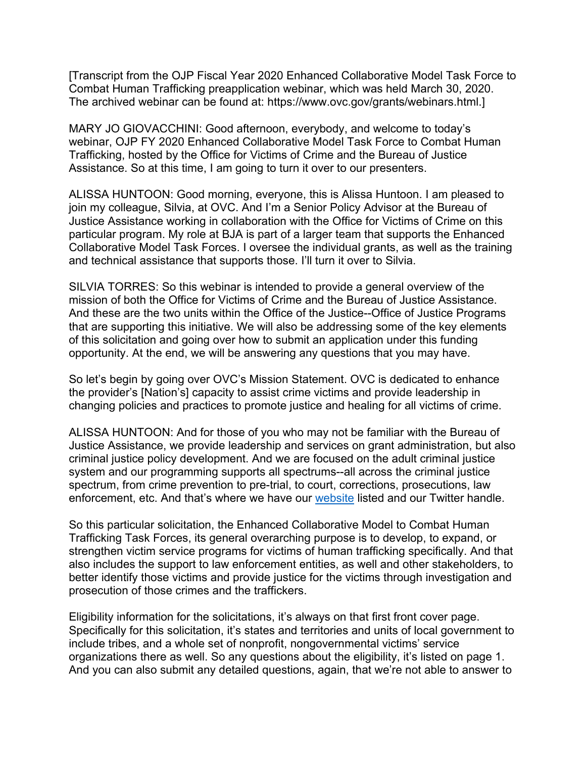[Transcript from the OJP Fiscal Year 2020 Enhanced Collaborative Model Task Force to Combat Human Trafficking preapplication webinar, which was held March 30, 2020. The archived webinar can be found at: https://www.ovc.gov/grants/webinars.html.]

MARY JO GIOVACCHINI: Good afternoon, everybody, and welcome to today's webinar, OJP FY 2020 Enhanced Collaborative Model Task Force to Combat Human Trafficking, hosted by the Office for Victims of Crime and the Bureau of Justice Assistance. So at this time, I am going to turn it over to our presenters.

ALISSA HUNTOON: Good morning, everyone, this is Alissa Huntoon. I am pleased to join my colleague, Silvia, at OVC. And I'm a Senior Policy Advisor at the Bureau of Justice Assistance working in collaboration with the Office for Victims of Crime on this particular program. My role at BJA is part of a larger team that supports the Enhanced Collaborative Model Task Forces. I oversee the individual grants, as well as the training and technical assistance that supports those. I'll turn it over to Silvia.

SILVIA TORRES: So this webinar is intended to provide a general overview of the mission of both the Office for Victims of Crime and the Bureau of Justice Assistance. And these are the two units within the Office of the Justice--Office of Justice Programs that are supporting this initiative. We will also be addressing some of the key elements of this solicitation and going over how to submit an application under this funding opportunity. At the end, we will be answering any questions that you may have.

So let's begin by going over OVC's Mission Statement. OVC is dedicated to enhance the provider's [Nation's] capacity to assist crime victims and provide leadership in changing policies and practices to promote justice and healing for all victims of crime.

ALISSA HUNTOON: And for those of you who may not be familiar with the Bureau of Justice Assistance, we provide leadership and services on grant administration, but also criminal justice policy development. And we are focused on the adult criminal justice system and our programming supports all spectrums--all across the criminal justice spectrum, from crime prevention to pre-trial, to court, corrections, prosecutions, law enforcement, etc. And that's where we have our website listed and our Twitter handle.

So this particular solicitation, the Enhanced Collaborative Model to Combat Human Trafficking Task Forces, its general overarching purpose is to develop, to expand, or strengthen victim service programs for victims of human trafficking specifically. And that also includes the support to law enforcement entities, as well and other stakeholders, to better identify those victims and provide justice for the victims through investigation and prosecution of those crimes and the traffickers.

Eligibility information for the solicitations, it's always on that first front cover page. Specifically for this solicitation, it's states and territories and units of local government to include tribes, and a whole set of nonprofit, nongovernmental victims' service organizations there as well. So any questions about the eligibility, it's listed on page 1. And you can also submit any detailed questions, again, that we're not able to answer to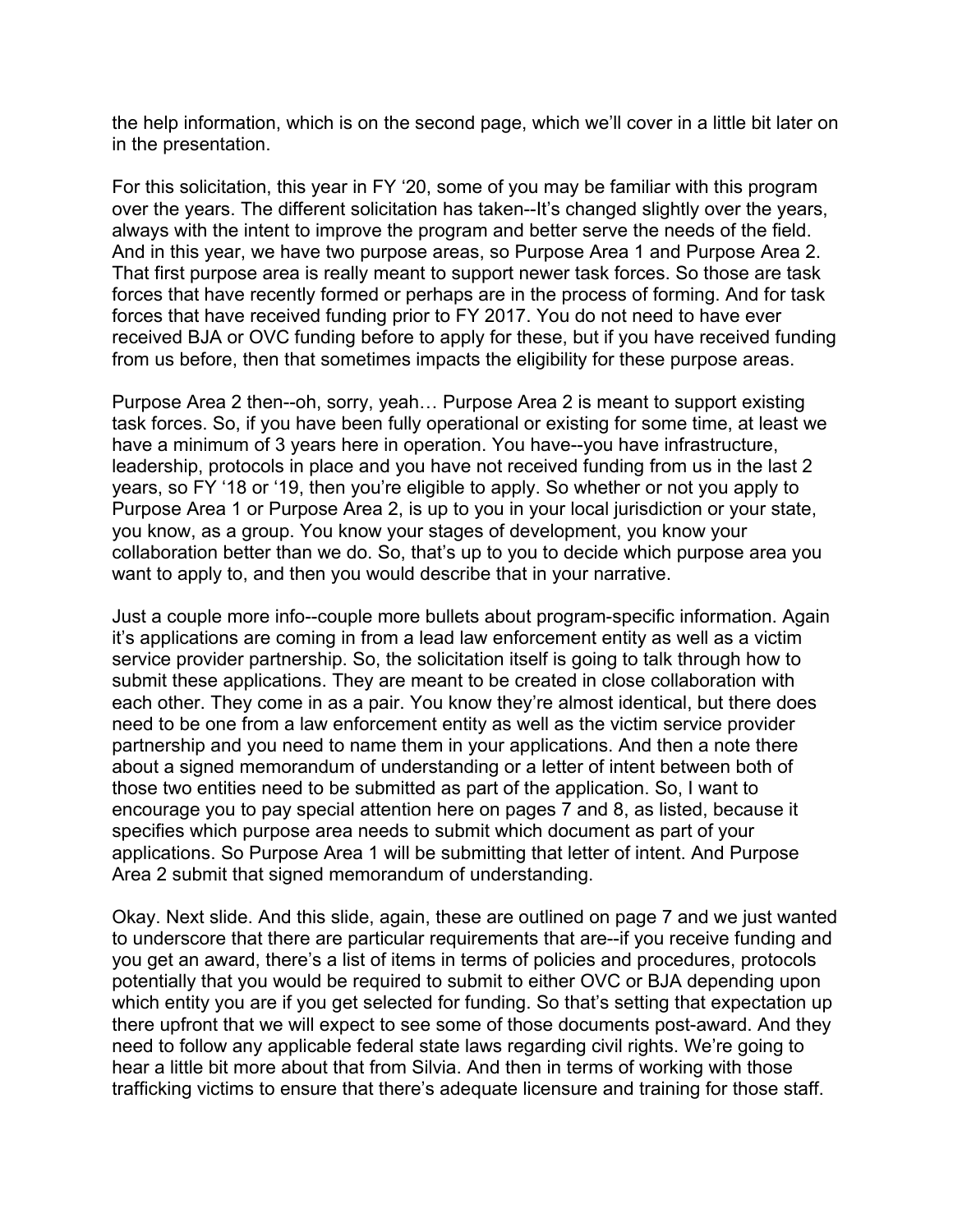the help information, which is on the second page, which we'll cover in a little bit later on in the presentation.

For this solicitation, this year in FY '20, some of you may be familiar with this program over the years. The different solicitation has taken--It's changed slightly over the years, always with the intent to improve the program and better serve the needs of the field. And in this year, we have two purpose areas, so Purpose Area 1 and Purpose Area 2. That first purpose area is really meant to support newer task forces. So those are task forces that have recently formed or perhaps are in the process of forming. And for task forces that have received funding prior to FY 2017. You do not need to have ever received BJA or OVC funding before to apply for these, but if you have received funding from us before, then that sometimes impacts the eligibility for these purpose areas.

Purpose Area 2 then--oh, sorry, yeah… Purpose Area 2 is meant to support existing task forces. So, if you have been fully operational or existing for some time, at least we have a minimum of 3 years here in operation. You have--you have infrastructure, leadership, protocols in place and you have not received funding from us in the last 2 years, so FY '18 or '19, then you're eligible to apply. So whether or not you apply to Purpose Area 1 or Purpose Area 2, is up to you in your local jurisdiction or your state, you know, as a group. You know your stages of development, you know your collaboration better than we do. So, that's up to you to decide which purpose area you want to apply to, and then you would describe that in your narrative.

Just a couple more info--couple more bullets about program-specific information. Again it's applications are coming in from a lead law enforcement entity as well as a victim service provider partnership. So, the solicitation itself is going to talk through how to submit these applications. They are meant to be created in close collaboration with each other. They come in as a pair. You know they're almost identical, but there does need to be one from a law enforcement entity as well as the victim service provider partnership and you need to name them in your applications. And then a note there about a signed memorandum of understanding or a letter of intent between both of those two entities need to be submitted as part of the application. So, I want to encourage you to pay special attention here on pages 7 and 8, as listed, because it specifies which purpose area needs to submit which document as part of your applications. So Purpose Area 1 will be submitting that letter of intent. And Purpose Area 2 submit that signed memorandum of understanding.

Okay. Next slide. And this slide, again, these are outlined on page 7 and we just wanted to underscore that there are particular requirements that are--if you receive funding and you get an award, there's a list of items in terms of policies and procedures, protocols potentially that you would be required to submit to either OVC or BJA depending upon which entity you are if you get selected for funding. So that's setting that expectation up there upfront that we will expect to see some of those documents post-award. And they need to follow any applicable federal state laws regarding civil rights. We're going to hear a little bit more about that from Silvia. And then in terms of working with those trafficking victims to ensure that there's adequate licensure and training for those staff.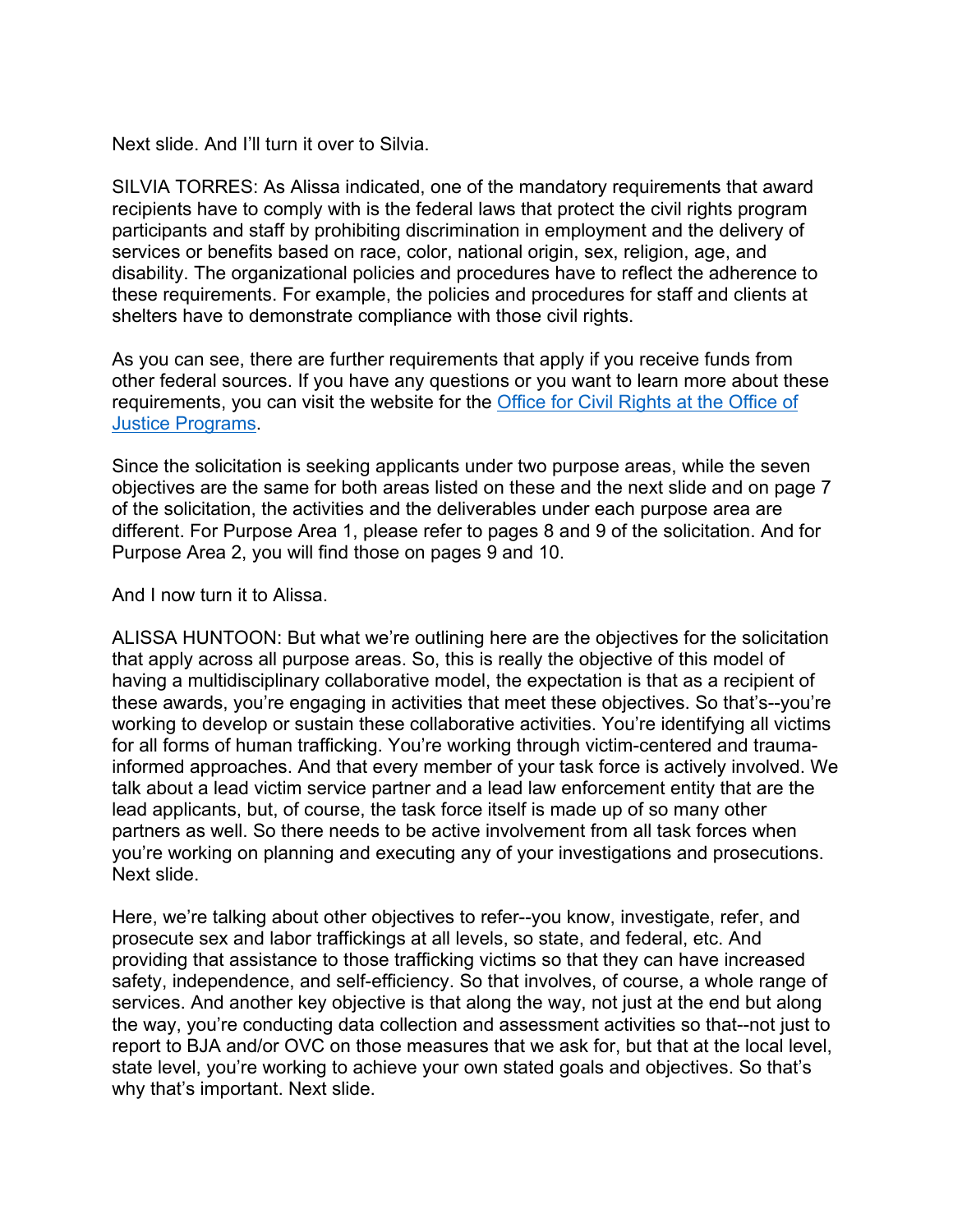Next slide. And I'll turn it over to Silvia.

SILVIA TORRES: As Alissa indicated, one of the mandatory requirements that award recipients have to comply with is the federal laws that protect the civil rights program participants and staff by prohibiting discrimination in employment and the delivery of services or benefits based on race, color, national origin, sex, religion, age, and disability. The organizational policies and procedures have to reflect the adherence to these requirements. For example, the policies and procedures for staff and clients at shelters have to demonstrate compliance with those civil rights.

As you can see, there are further requirements that apply if you receive funds from other federal sources. If you have any questions or you want to learn more about these requirements, you can visit the website for the [Office for Civil Rights at the Office of Justice Programs](#).

Since the solicitation is seeking applicants under two purpose areas, while the seven objectives are the same for both areas listed on these and the next slide and on page 7 of the solicitation, the activities and the deliverables under each purpose area are different. For Purpose Area 1, please refer to pages 8 and 9 of the solicitation. And for Purpose Area 2, you will find those on pages 9 and 10.

And I now turn it to Alissa.

ALISSA HUNTOON: But what we're outlining here are the objectives for the solicitation that apply across all purpose areas. So, this is really the objective of this model of having a multidisciplinary collaborative model, the expectation is that as a recipient of these awards, you're engaging in activities that meet these objectives. So that's--you're working to develop or sustain these collaborative activities. You're identifying all victims for all forms of human trafficking. You're working through victim-centered and trauma-informed approaches. And that every member of your task force is actively involved. We talk about a lead victim service partner and a lead law enforcement entity that are the lead applicants, but, of course, the task force itself is made up of so many other partners as well. So there needs to be active involvement from all task forces when you're working on planning and executing any of your investigations and prosecutions. Next slide.

Here, we're talking about other objectives to refer--you know, investigate, refer, and prosecute sex and labor traffickings at all levels, so state, and federal, etc. And providing that assistance to those trafficking victims so that they can have increased safety, independence, and self-efficiency. So that involves, of course, a whole range of services. And another key objective is that along the way, not just at the end but along the way, you're conducting data collection and assessment activities so that--not just to report to BJA and/or OVC on those measures that we ask for, but that at the local level, state level, you're working to achieve your own stated goals and objectives. So that's why that's important. Next slide.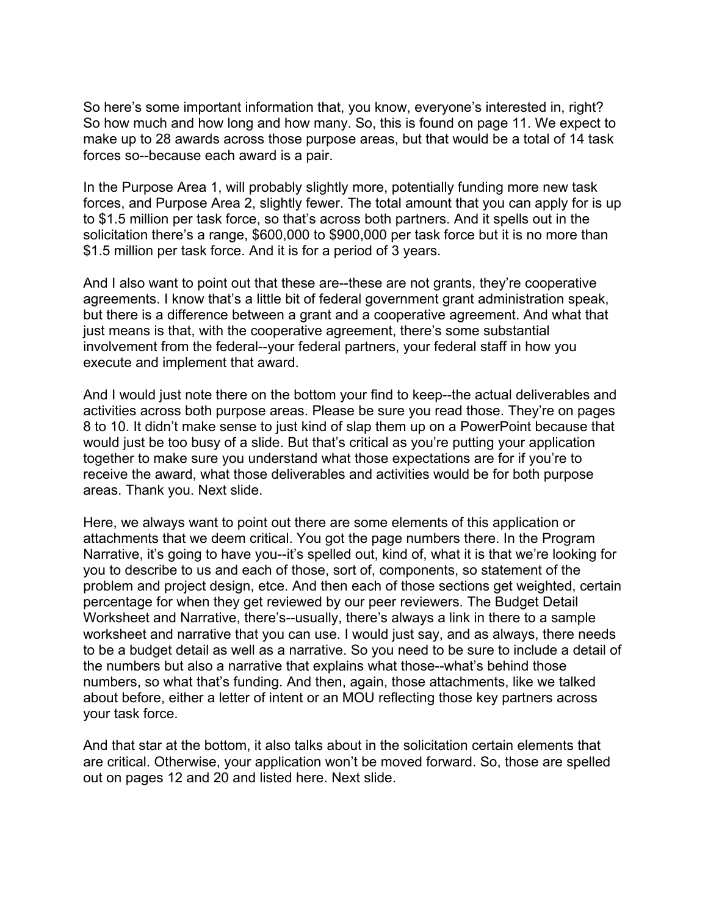So here's some important information that, you know, everyone's interested in, right? So how much and how long and how many. So, this is found on page 11. We expect to make up to 28 awards across those purpose areas, but that would be a total of 14 task forces so--because each award is a pair.

In the Purpose Area 1, will probably slightly more, potentially funding more new task forces, and Purpose Area 2, slightly fewer. The total amount that you can apply for is up to $1.5 million per task force, so that's across both partners. And it spells out in the solicitation there's a range, $600,000 to $900,000 per task force but it is no more than $1.5 million per task force. And it is for a period of 3 years.

And I also want to point out that these are--these are not grants, they're cooperative agreements. I know that's a little bit of federal government grant administration speak, but there is a difference between a grant and a cooperative agreement. And what that just means is that, with the cooperative agreement, there's some substantial involvement from the federal--your federal partners, your federal staff in how you execute and implement that award.

And I would just note there on the bottom your find to keep--the actual deliverables and activities across both purpose areas. Please be sure you read those. They're on pages 8 to 10. It didn't make sense to just kind of slap them up on a PowerPoint because that would just be too busy of a slide. But that's critical as you're putting your application together to make sure you understand what those expectations are for if you're to receive the award, what those deliverables and activities would be for both purpose areas. Thank you. Next slide.

Here, we always want to point out there are some elements of this application or attachments that we deem critical. You got the page numbers there. In the Program Narrative, it's going to have you--it's spelled out, kind of, what it is that we're looking for you to describe to us and each of those, sort of, components, so statement of the problem and project design, etce. And then each of those sections get weighted, certain percentage for when they get reviewed by our peer reviewers. The Budget Detail Worksheet and Narrative, there's--usually, there's always a link in there to a sample worksheet and narrative that you can use. I would just say, and as always, there needs to be a budget detail as well as a narrative. So you need to be sure to include a detail of the numbers but also a narrative that explains what those--what's behind those numbers, so what that's funding. And then, again, those attachments, like we talked about before, either a letter of intent or an MOU reflecting those key partners across your task force.

And that star at the bottom, it also talks about in the solicitation certain elements that are critical. Otherwise, your application won't be moved forward. So, those are spelled out on pages 12 and 20 and listed here. Next slide.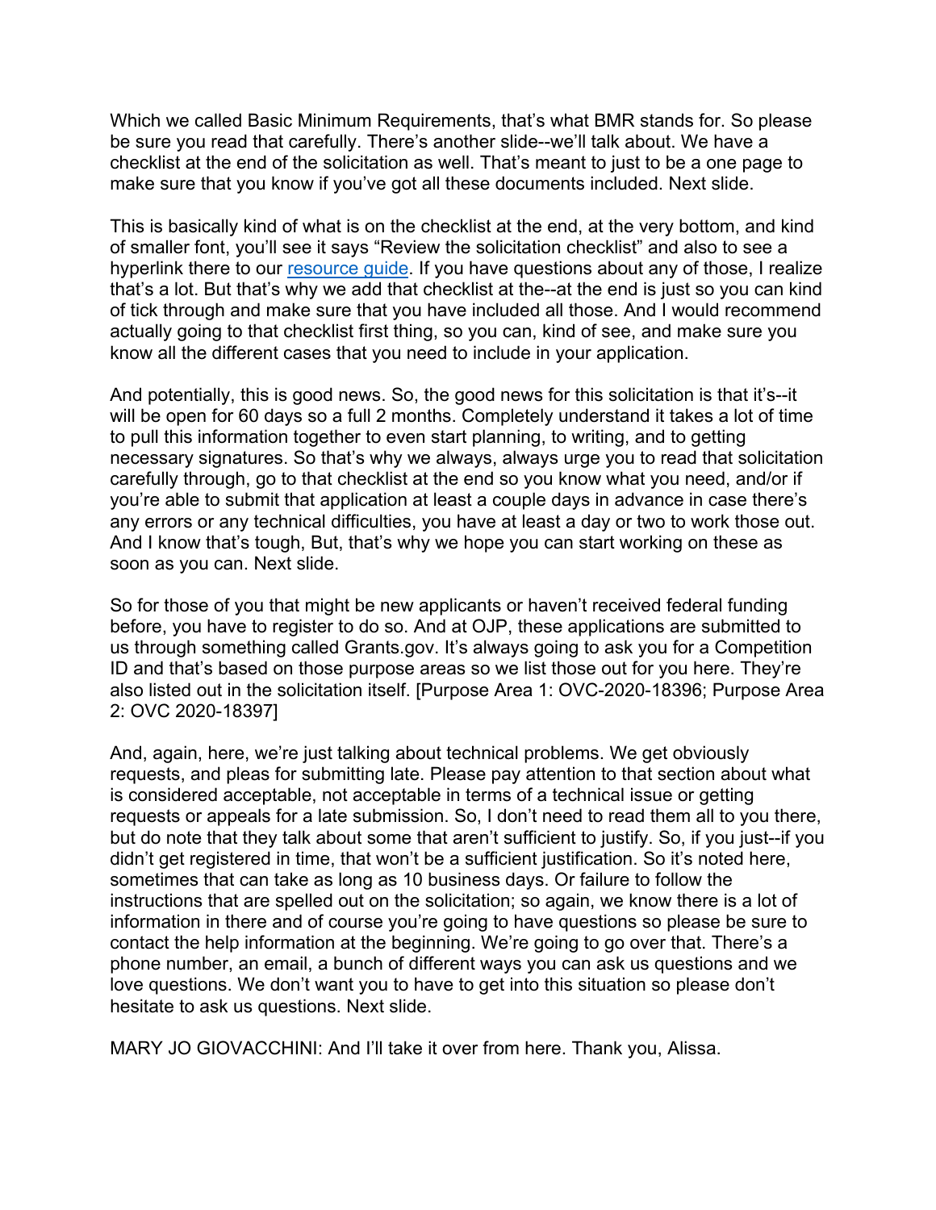Which we called Basic Minimum Requirements, that's what BMR stands for. So please be sure you read that carefully. There's another slide--we'll talk about. We have a checklist at the end of the solicitation as well. That's meant to just to be a one page to make sure that you know if you've got all these documents included. Next slide.

This is basically kind of what is on the checklist at the end, at the very bottom, and kind of smaller font, you'll see it says "Review the solicitation checklist" and also to see a hyperlink there to our resource guide. If you have questions about any of those, I realize that's a lot. But that's why we add that checklist at the--at the end is just so you can kind of tick through and make sure that you have included all those. And I would recommend actually going to that checklist first thing, so you can, kind of see, and make sure you know all the different cases that you need to include in your application.

And potentially, this is good news. So, the good news for this solicitation is that it's--it will be open for 60 days so a full 2 months. Completely understand it takes a lot of time to pull this information together to even start planning, to writing, and to getting necessary signatures. So that's why we always, always urge you to read that solicitation carefully through, go to that checklist at the end so you know what you need, and/or if you're able to submit that application at least a couple days in advance in case there's any errors or any technical difficulties, you have at least a day or two to work those out. And I know that's tough, But, that's why we hope you can start working on these as soon as you can. Next slide.

So for those of you that might be new applicants or haven't received federal funding before, you have to register to do so. And at OJP, these applications are submitted to us through something called Grants.gov. It's always going to ask you for a Competition ID and that's based on those purpose areas so we list those out for you here. They're also listed out in the solicitation itself. [Purpose Area 1: OVC-2020-18396; Purpose Area 2: OVC 2020-18397]

And, again, here, we're just talking about technical problems. We get obviously requests, and pleas for submitting late. Please pay attention to that section about what is considered acceptable, not acceptable in terms of a technical issue or getting requests or appeals for a late submission. So, I don't need to read them all to you there, but do note that they talk about some that aren't sufficient to justify. So, if you just--if you didn't get registered in time, that won't be a sufficient justification. So it's noted here, sometimes that can take as long as 10 business days. Or failure to follow the instructions that are spelled out on the solicitation; so again, we know there is a lot of information in there and of course you're going to have questions so please be sure to contact the help information at the beginning. We're going to go over that. There's a phone number, an email, a bunch of different ways you can ask us questions and we love questions. We don't want you to have to get into this situation so please don't hesitate to ask us questions. Next slide.

MARY JO GIOVACCHINI: And I'll take it over from here. Thank you, Alissa.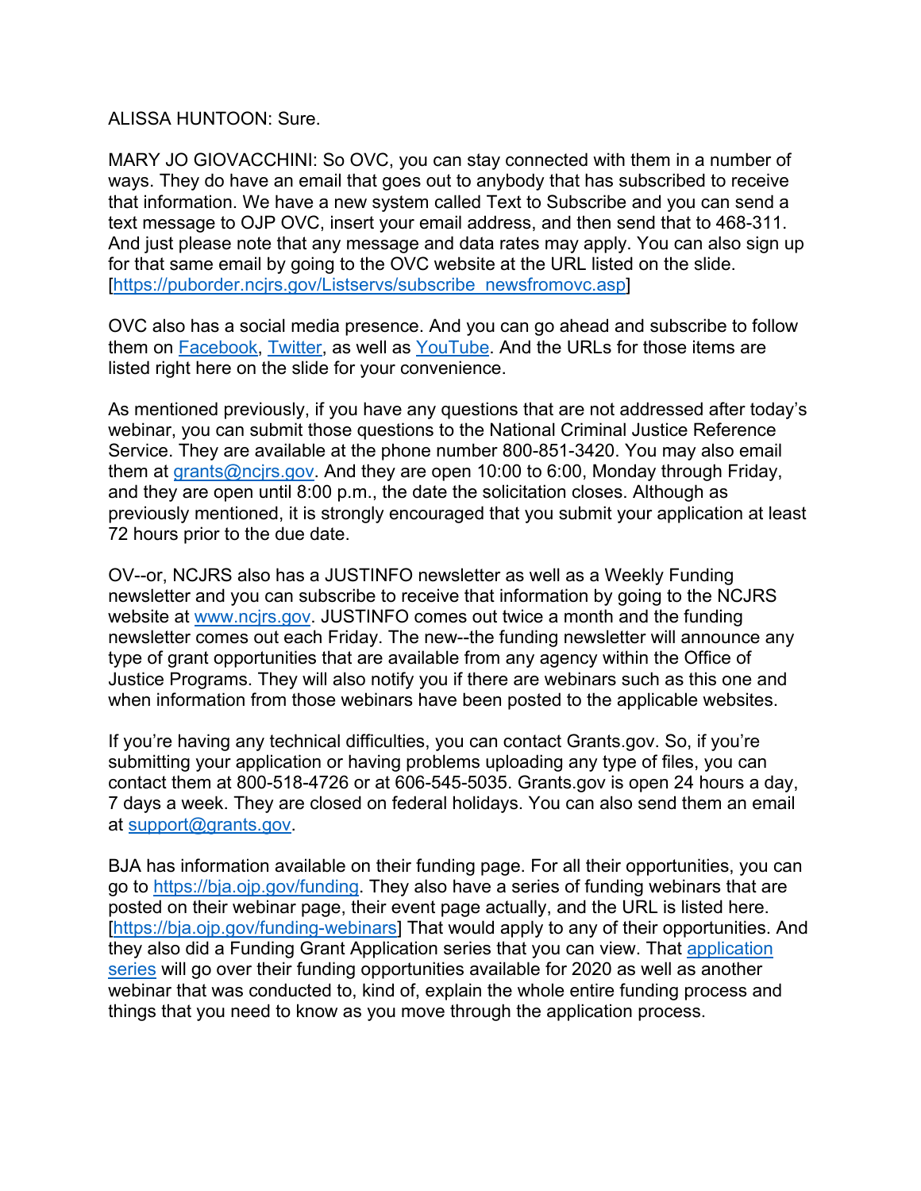ALISSA HUNTOON: Sure.

MARY JO GIOVACCHINI: So OVC, you can stay connected with them in a number of ways. They do have an email that goes out to anybody that has subscribed to receive that information. We have a new system called Text to Subscribe and you can send a text message to OJP OVC, insert your email address, and then send that to 468-311. And just please note that any message and data rates may apply. You can also sign up for that same email by going to the OVC website at the URL listed on the slide. [https://puborder.ncjrs.gov/Listservs/subscribe_newsfromovc.asp]

OVC also has a social media presence. And you can go ahead and subscribe to follow them on Facebook, Twitter, as well as YouTube. And the URLs for those items are listed right here on the slide for your convenience.

As mentioned previously, if you have any questions that are not addressed after today's webinar, you can submit those questions to the National Criminal Justice Reference Service. They are available at the phone number 800-851-3420. You may also email them at grants@ncjrs.gov. And they are open 10:00 to 6:00, Monday through Friday, and they are open until 8:00 p.m., the date the solicitation closes. Although as previously mentioned, it is strongly encouraged that you submit your application at least 72 hours prior to the due date.

OV--or, NCJRS also has a JUSTINFO newsletter as well as a Weekly Funding newsletter and you can subscribe to receive that information by going to the NCJRS website at www.ncjrs.gov. JUSTINFO comes out twice a month and the funding newsletter comes out each Friday. The new--the funding newsletter will announce any type of grant opportunities that are available from any agency within the Office of Justice Programs. They will also notify you if there are webinars such as this one and when information from those webinars have been posted to the applicable websites.

If you're having any technical difficulties, you can contact Grants.gov. So, if you're submitting your application or having problems uploading any type of files, you can contact them at 800-518-4726 or at 606-545-5035. Grants.gov is open 24 hours a day, 7 days a week. They are closed on federal holidays. You can also send them an email at support@grants.gov.

BJA has information available on their funding page. For all their opportunities, you can go to https://bja.ojp.gov/funding. They also have a series of funding webinars that are posted on their webinar page, their event page actually, and the URL is listed here. [https://bja.ojp.gov/funding-webinars] That would apply to any of their opportunities. And they also did a Funding Grant Application series that you can view. That application series will go over their funding opportunities available for 2020 as well as another webinar that was conducted to, kind of, explain the whole entire funding process and things that you need to know as you move through the application process.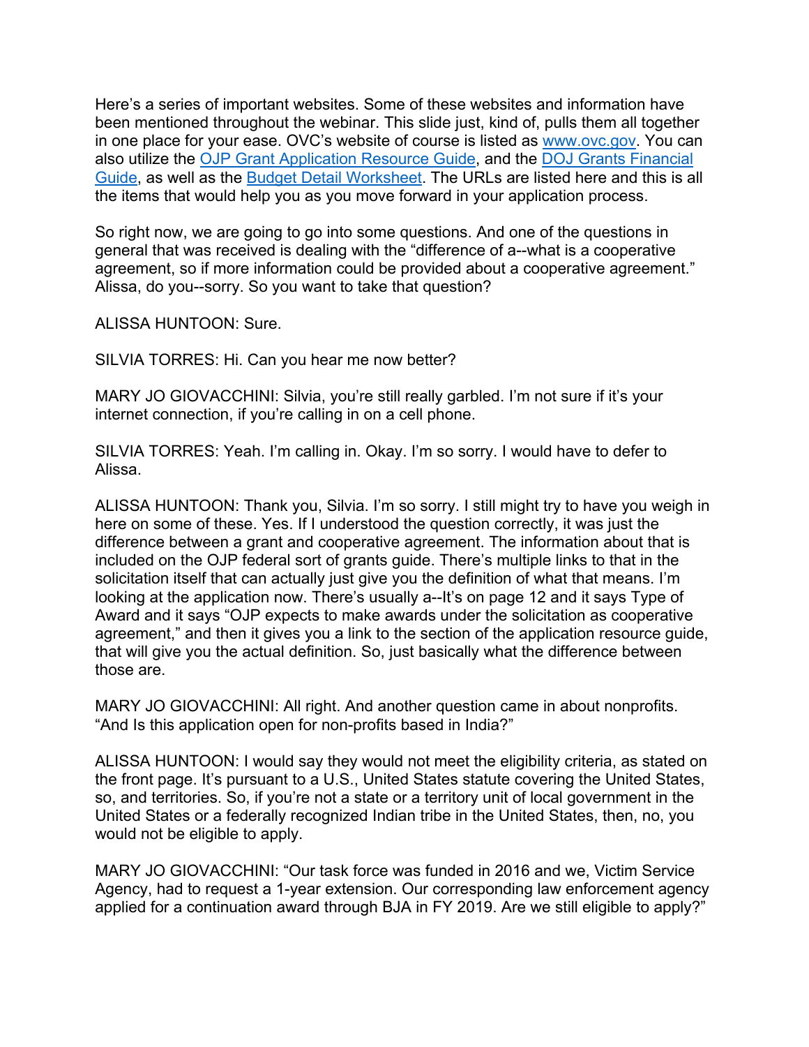Here's a series of important websites. Some of these websites and information have been mentioned throughout the webinar. This slide just, kind of, pulls them all together in one place for your ease. OVC's website of course is listed as [www.ovc.gov](www.ovc.gov). You can also utilize the [OJP Grant Application Resource Guide](), and the [DOJ Grants Financial Guide](), as well as the [Budget Detail Worksheet](). The URLs are listed here and this is all the items that would help you as you move forward in your application process.

So right now, we are going to go into some questions. And one of the questions in general that was received is dealing with the "difference of a--what is a cooperative agreement, so if more information could be provided about a cooperative agreement." Alissa, do you--sorry. So you want to take that question?

ALISSA HUNTOON: Sure.

SILVIA TORRES: Hi. Can you hear me now better?

MARY JO GIOVACCHINI: Silvia, you're still really garbled. I'm not sure if it's your internet connection, if you're calling in on a cell phone.

SILVIA TORRES: Yeah. I'm calling in. Okay. I'm so sorry. I would have to defer to Alissa.

ALISSA HUNTOON: Thank you, Silvia. I'm so sorry. I still might try to have you weigh in here on some of these. Yes. If I understood the question correctly, it was just the difference between a grant and cooperative agreement. The information about that is included on the OJP federal sort of grants guide. There's multiple links to that in the solicitation itself that can actually just give you the definition of what that means. I'm looking at the application now. There's usually a--It's on page 12 and it says Type of Award and it says "OJP expects to make awards under the solicitation as cooperative agreement," and then it gives you a link to the section of the application resource guide, that will give you the actual definition. So, just basically what the difference between those are.

MARY JO GIOVACCHINI: All right. And another question came in about nonprofits. "And Is this application open for non-profits based in India?"

ALISSA HUNTOON: I would say they would not meet the eligibility criteria, as stated on the front page. It's pursuant to a U.S., United States statute covering the United States, so, and territories. So, if you're not a state or a territory unit of local government in the United States or a federally recognized Indian tribe in the United States, then, no, you would not be eligible to apply.

MARY JO GIOVACCHINI: "Our task force was funded in 2016 and we, Victim Service Agency, had to request a 1-year extension. Our corresponding law enforcement agency applied for a continuation award through BJA in FY 2019. Are we still eligible to apply?"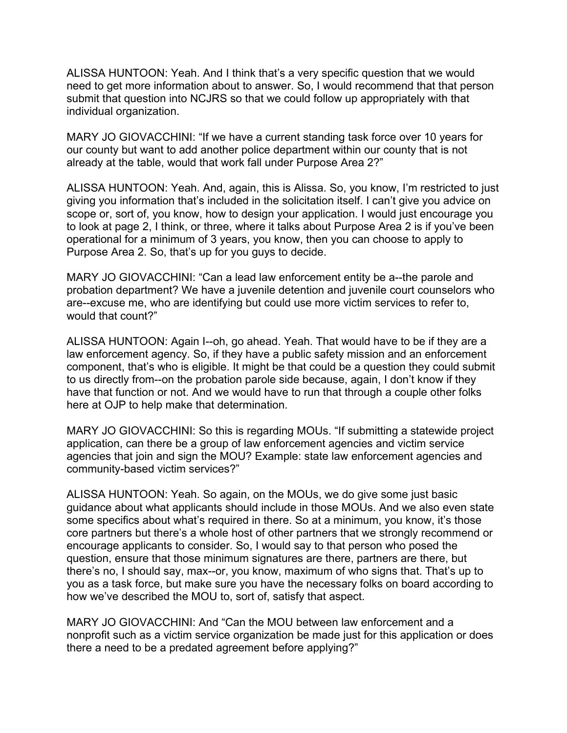ALISSA HUNTOON: Yeah. And I think that's a very specific question that we would need to get more information about to answer. So, I would recommend that that person submit that question into NCJRS so that we could follow up appropriately with that individual organization.

MARY JO GIOVACCHINI: "If we have a current standing task force over 10 years for our county but want to add another police department within our county that is not already at the table, would that work fall under Purpose Area 2?"

ALISSA HUNTOON: Yeah. And, again, this is Alissa. So, you know, I'm restricted to just giving you information that's included in the solicitation itself. I can't give you advice on scope or, sort of, you know, how to design your application. I would just encourage you to look at page 2, I think, or three, where it talks about Purpose Area 2 is if you've been operational for a minimum of 3 years, you know, then you can choose to apply to Purpose Area 2. So, that's up for you guys to decide.

MARY JO GIOVACCHINI: "Can a lead law enforcement entity be a--the parole and probation department? We have a juvenile detention and juvenile court counselors who are--excuse me, who are identifying but could use more victim services to refer to, would that count?"

ALISSA HUNTOON: Again I--oh, go ahead. Yeah. That would have to be if they are a law enforcement agency. So, if they have a public safety mission and an enforcement component, that's who is eligible. It might be that could be a question they could submit to us directly from--on the probation parole side because, again, I don't know if they have that function or not. And we would have to run that through a couple other folks here at OJP to help make that determination.

MARY JO GIOVACCHINI: So this is regarding MOUs. "If submitting a statewide project application, can there be a group of law enforcement agencies and victim service agencies that join and sign the MOU? Example: state law enforcement agencies and community-based victim services?"

ALISSA HUNTOON: Yeah. So again, on the MOUs, we do give some just basic guidance about what applicants should include in those MOUs. And we also even state some specifics about what's required in there. So at a minimum, you know, it's those core partners but there's a whole host of other partners that we strongly recommend or encourage applicants to consider. So, I would say to that person who posed the question, ensure that those minimum signatures are there, partners are there, but there's no, I should say, max--or, you know, maximum of who signs that. That's up to you as a task force, but make sure you have the necessary folks on board according to how we've described the MOU to, sort of, satisfy that aspect.

MARY JO GIOVACCHINI: And "Can the MOU between law enforcement and a nonprofit such as a victim service organization be made just for this application or does there a need to be a predated agreement before applying?"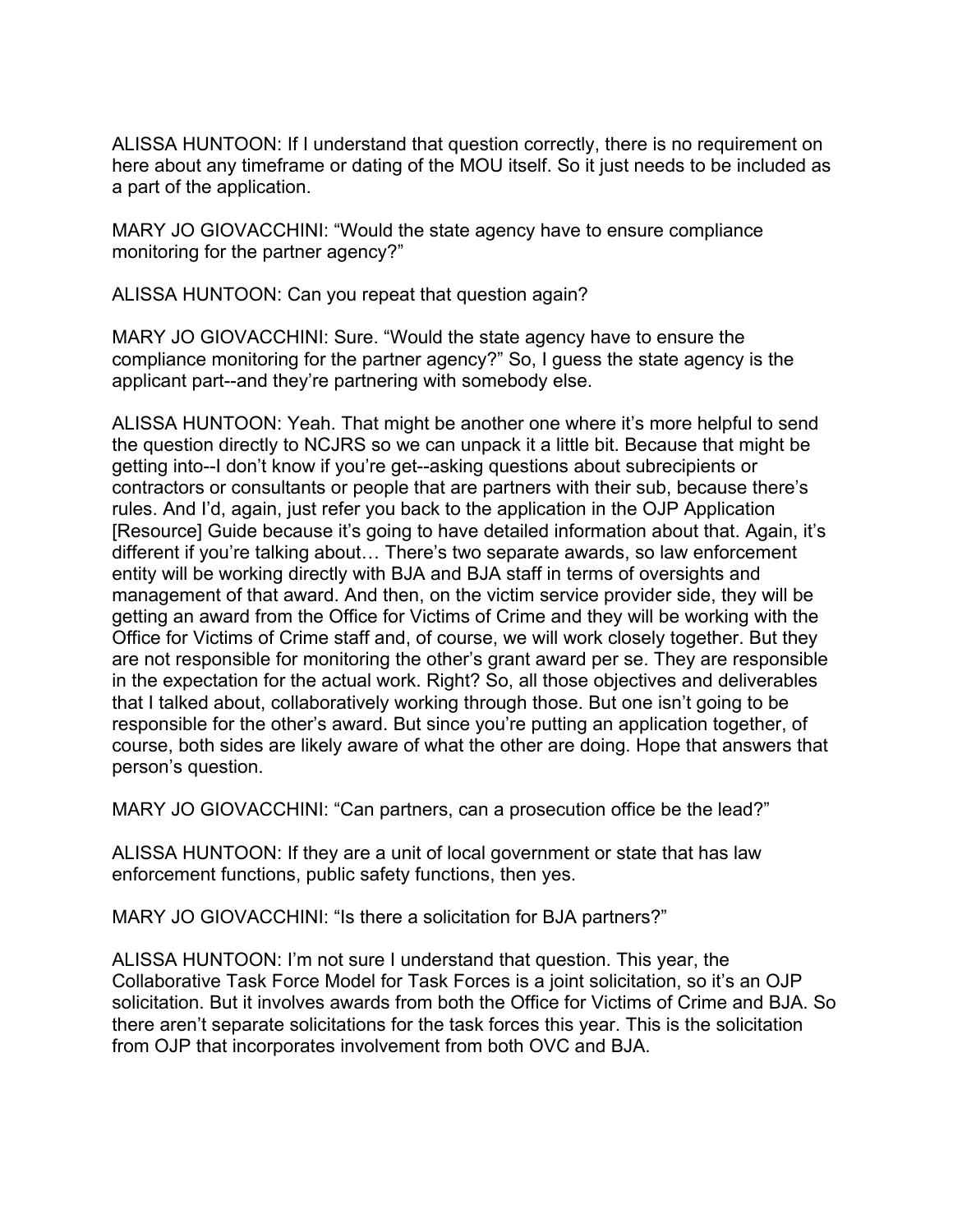ALISSA HUNTOON: If I understand that question correctly, there is no requirement on here about any timeframe or dating of the MOU itself. So it just needs to be included as a part of the application.

MARY JO GIOVACCHINI: “Would the state agency have to ensure compliance monitoring for the partner agency?”

ALISSA HUNTOON: Can you repeat that question again?

MARY JO GIOVACCHINI: Sure. “Would the state agency have to ensure the compliance monitoring for the partner agency?” So, I guess the state agency is the applicant part--and they’re partnering with somebody else.

ALISSA HUNTOON: Yeah. That might be another one where it’s more helpful to send the question directly to NCJRS so we can unpack it a little bit. Because that might be getting into--I don’t know if you’re get--asking questions about subrecipients or contractors or consultants or people that are partners with their sub, because there’s rules. And I’d, again, just refer you back to the application in the OJP Application [Resource] Guide because it’s going to have detailed information about that. Again, it’s different if you’re talking about… There’s two separate awards, so law enforcement entity will be working directly with BJA and BJA staff in terms of oversights and management of that award. And then, on the victim service provider side, they will be getting an award from the Office for Victims of Crime and they will be working with the Office for Victims of Crime staff and, of course, we will work closely together. But they are not responsible for monitoring the other’s grant award per se. They are responsible in the expectation for the actual work. Right? So, all those objectives and deliverables that I talked about, collaboratively working through those. But one isn’t going to be responsible for the other’s award. But since you’re putting an application together, of course, both sides are likely aware of what the other are doing. Hope that answers that person’s question.

MARY JO GIOVACCHINI: “Can partners, can a prosecution office be the lead?”

ALISSA HUNTOON: If they are a unit of local government or state that has law enforcement functions, public safety functions, then yes.

MARY JO GIOVACCHINI: “Is there a solicitation for BJA partners?”

ALISSA HUNTOON: I’m not sure I understand that question. This year, the Collaborative Task Force Model for Task Forces is a joint solicitation, so it’s an OJP solicitation. But it involves awards from both the Office for Victims of Crime and BJA. So there aren’t separate solicitations for the task forces this year. This is the solicitation from OJP that incorporates involvement from both OVC and BJA.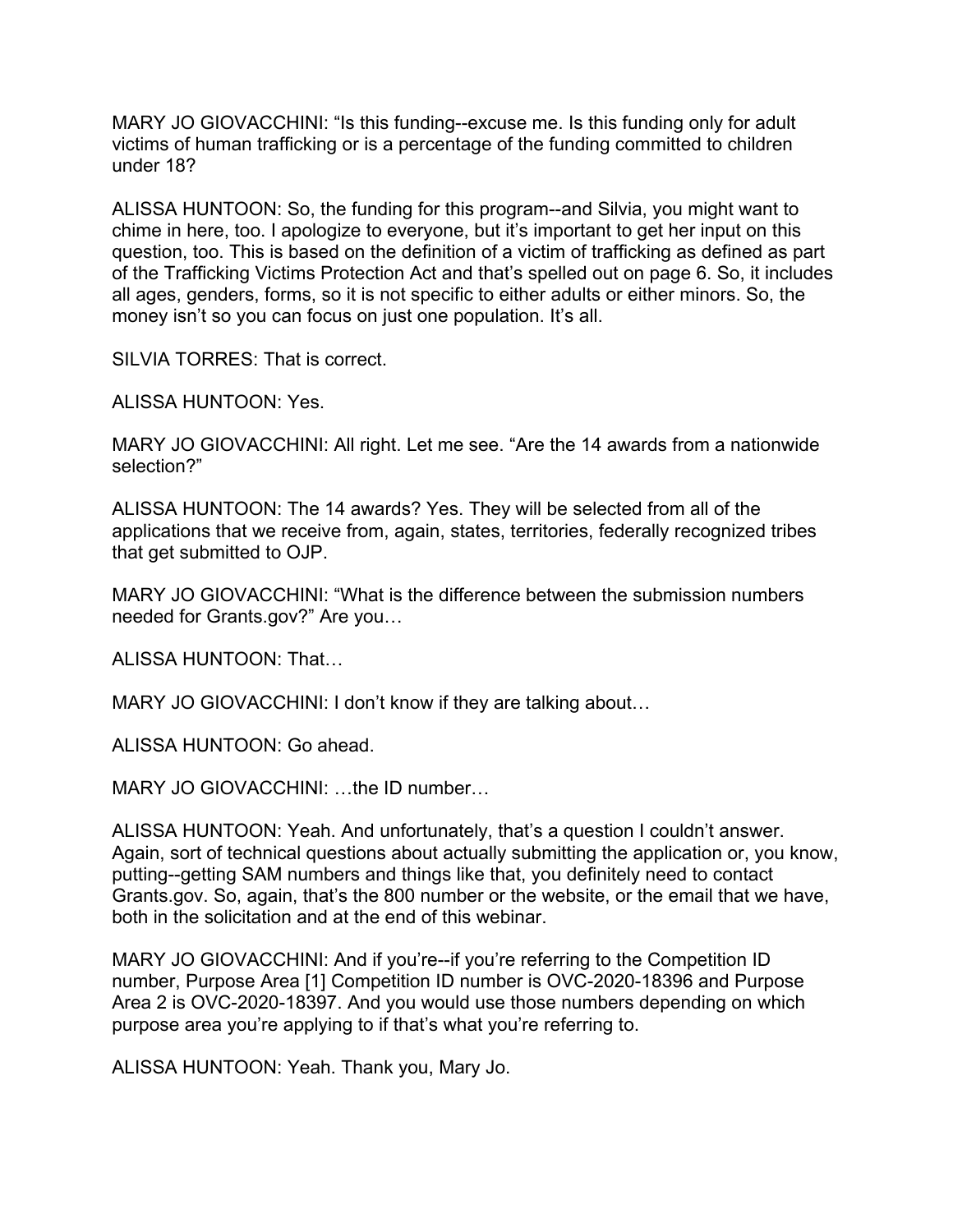MARY JO GIOVACCHINI: “Is this funding--excuse me. Is this funding only for adult victims of human trafficking or is a percentage of the funding committed to children under 18?

ALISSA HUNTOON: So, the funding for this program--and Silvia, you might want to chime in here, too. I apologize to everyone, but it’s important to get her input on this question, too. This is based on the definition of a victim of trafficking as defined as part of the Trafficking Victims Protection Act and that’s spelled out on page 6. So, it includes all ages, genders, forms, so it is not specific to either adults or either minors. So, the money isn’t so you can focus on just one population. It’s all.

SILVIA TORRES: That is correct.

ALISSA HUNTOON: Yes.

MARY JO GIOVACCHINI: All right. Let me see. “Are the 14 awards from a nationwide selection?”

ALISSA HUNTOON: The 14 awards? Yes. They will be selected from all of the applications that we receive from, again, states, territories, federally recognized tribes that get submitted to OJP.

MARY JO GIOVACCHINI: “What is the difference between the submission numbers needed for Grants.gov?” Are you…

ALISSA HUNTOON: That…

MARY JO GIOVACCHINI: I don’t know if they are talking about…

ALISSA HUNTOON: Go ahead.

MARY JO GIOVACCHINI: …the ID number…

ALISSA HUNTOON: Yeah. And unfortunately, that’s a question I couldn’t answer. Again, sort of technical questions about actually submitting the application or, you know, putting--getting SAM numbers and things like that, you definitely need to contact Grants.gov. So, again, that’s the 800 number or the website, or the email that we have, both in the solicitation and at the end of this webinar.

MARY JO GIOVACCHINI: And if you’re--if you’re referring to the Competition ID number, Purpose Area [1] Competition ID number is OVC-2020-18396 and Purpose Area 2 is OVC-2020-18397. And you would use those numbers depending on which purpose area you’re applying to if that’s what you’re referring to.

ALISSA HUNTOON: Yeah. Thank you, Mary Jo.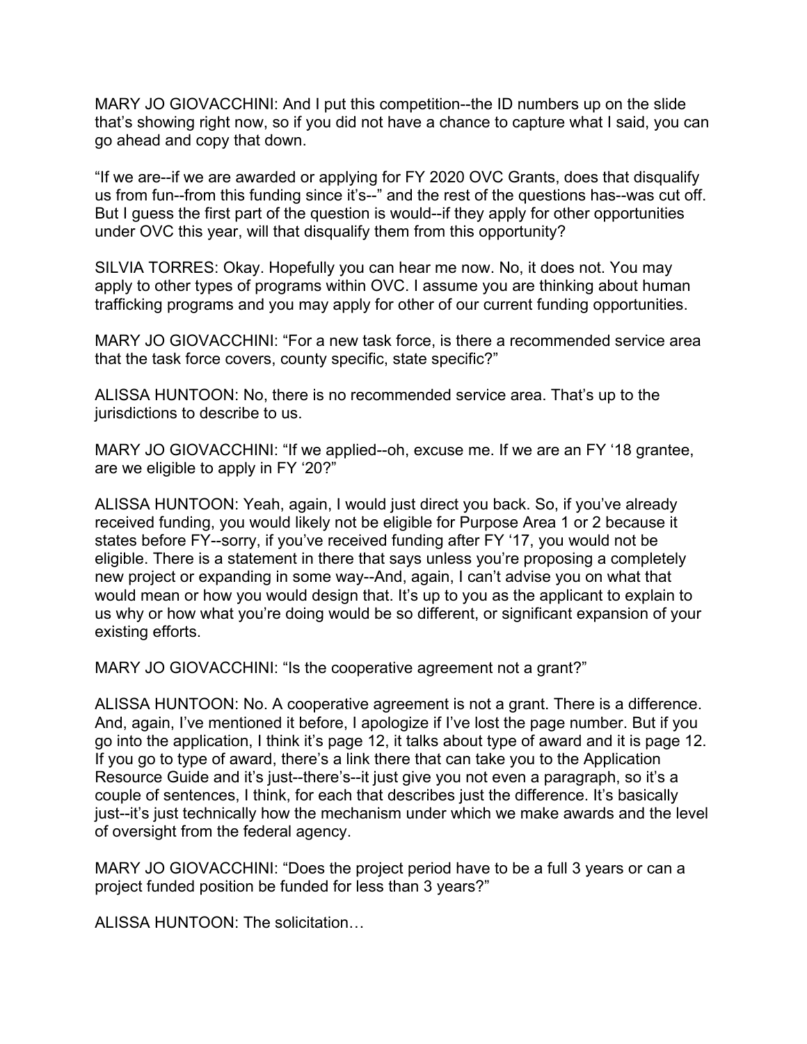MARY JO GIOVACCHINI: And I put this competition--the ID numbers up on the slide that's showing right now, so if you did not have a chance to capture what I said, you can go ahead and copy that down.

"If we are--if we are awarded or applying for FY 2020 OVC Grants, does that disqualify us from fun--from this funding since it's--" and the rest of the questions has--was cut off. But I guess the first part of the question is would--if they apply for other opportunities under OVC this year, will that disqualify them from this opportunity?

SILVIA TORRES: Okay. Hopefully you can hear me now. No, it does not. You may apply to other types of programs within OVC. I assume you are thinking about human trafficking programs and you may apply for other of our current funding opportunities.

MARY JO GIOVACCHINI: "For a new task force, is there a recommended service area that the task force covers, county specific, state specific?"

ALISSA HUNTOON: No, there is no recommended service area. That's up to the jurisdictions to describe to us.

MARY JO GIOVACCHINI: "If we applied--oh, excuse me. If we are an FY '18 grantee, are we eligible to apply in FY '20?"

ALISSA HUNTOON: Yeah, again, I would just direct you back. So, if you've already received funding, you would likely not be eligible for Purpose Area 1 or 2 because it states before FY--sorry, if you've received funding after FY '17, you would not be eligible. There is a statement in there that says unless you're proposing a completely new project or expanding in some way--And, again, I can't advise you on what that would mean or how you would design that. It's up to you as the applicant to explain to us why or how what you're doing would be so different, or significant expansion of your existing efforts.

MARY JO GIOVACCHINI: "Is the cooperative agreement not a grant?"

ALISSA HUNTOON: No. A cooperative agreement is not a grant. There is a difference. And, again, I've mentioned it before, I apologize if I've lost the page number. But if you go into the application, I think it's page 12, it talks about type of award and it is page 12. If you go to type of award, there's a link there that can take you to the Application Resource Guide and it's just--there's--it just give you not even a paragraph, so it's a couple of sentences, I think, for each that describes just the difference. It's basically just--it's just technically how the mechanism under which we make awards and the level of oversight from the federal agency.

MARY JO GIOVACCHINI: "Does the project period have to be a full 3 years or can a project funded position be funded for less than 3 years?"

ALISSA HUNTOON: The solicitation…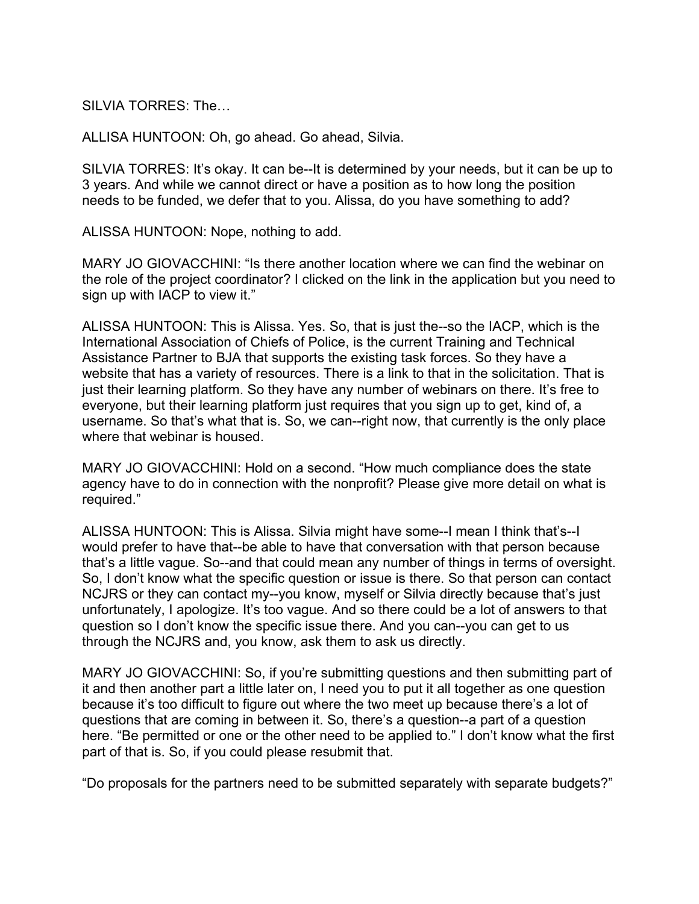SILVIA TORRES: The…

ALLISA HUNTOON: Oh, go ahead. Go ahead, Silvia.

SILVIA TORRES: It's okay. It can be--It is determined by your needs, but it can be up to 3 years. And while we cannot direct or have a position as to how long the position needs to be funded, we defer that to you. Alissa, do you have something to add?

ALISSA HUNTOON: Nope, nothing to add.

MARY JO GIOVACCHINI: "Is there another location where we can find the webinar on the role of the project coordinator? I clicked on the link in the application but you need to sign up with IACP to view it."

ALISSA HUNTOON: This is Alissa. Yes. So, that is just the--so the IACP, which is the International Association of Chiefs of Police, is the current Training and Technical Assistance Partner to BJA that supports the existing task forces. So they have a website that has a variety of resources. There is a link to that in the solicitation. That is just their learning platform. So they have any number of webinars on there. It's free to everyone, but their learning platform just requires that you sign up to get, kind of, a username. So that's what that is. So, we can--right now, that currently is the only place where that webinar is housed.

MARY JO GIOVACCHINI: Hold on a second. "How much compliance does the state agency have to do in connection with the nonprofit? Please give more detail on what is required."

ALISSA HUNTOON: This is Alissa. Silvia might have some--I mean I think that's--I would prefer to have that--be able to have that conversation with that person because that's a little vague. So--and that could mean any number of things in terms of oversight. So, I don't know what the specific question or issue is there. So that person can contact NCJRS or they can contact my--you know, myself or Silvia directly because that's just unfortunately, I apologize. It's too vague. And so there could be a lot of answers to that question so I don't know the specific issue there. And you can--you can get to us through the NCJRS and, you know, ask them to ask us directly.

MARY JO GIOVACCHINI: So, if you're submitting questions and then submitting part of it and then another part a little later on, I need you to put it all together as one question because it's too difficult to figure out where the two meet up because there's a lot of questions that are coming in between it. So, there's a question--a part of a question here. "Be permitted or one or the other need to be applied to." I don't know what the first part of that is. So, if you could please resubmit that.

"Do proposals for the partners need to be submitted separately with separate budgets?"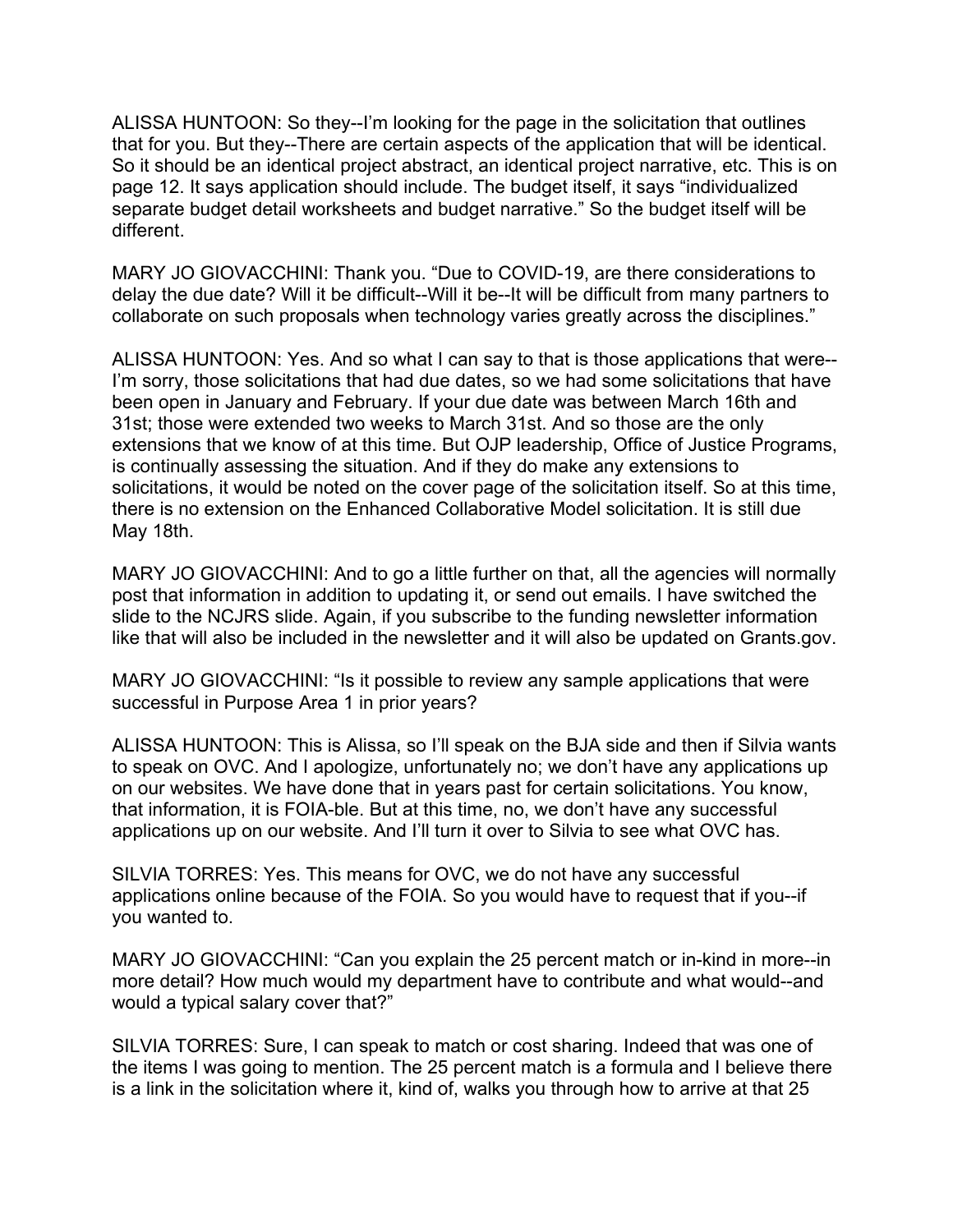ALISSA HUNTOON: So they--I'm looking for the page in the solicitation that outlines that for you. But they--There are certain aspects of the application that will be identical. So it should be an identical project abstract, an identical project narrative, etc. This is on page 12. It says application should include. The budget itself, it says "individualized separate budget detail worksheets and budget narrative." So the budget itself will be different.

MARY JO GIOVACCHINI: Thank you. "Due to COVID-19, are there considerations to delay the due date? Will it be difficult--Will it be--It will be difficult from many partners to collaborate on such proposals when technology varies greatly across the disciplines."

ALISSA HUNTOON: Yes. And so what I can say to that is those applications that were--I'm sorry, those solicitations that had due dates, so we had some solicitations that have been open in January and February. If your due date was between March 16th and 31st; those were extended two weeks to March 31st. And so those are the only extensions that we know of at this time. But OJP leadership, Office of Justice Programs, is continually assessing the situation. And if they do make any extensions to solicitations, it would be noted on the cover page of the solicitation itself. So at this time, there is no extension on the Enhanced Collaborative Model solicitation. It is still due May 18th.

MARY JO GIOVACCHINI: And to go a little further on that, all the agencies will normally post that information in addition to updating it, or send out emails. I have switched the slide to the NCJRS slide. Again, if you subscribe to the funding newsletter information like that will also be included in the newsletter and it will also be updated on Grants.gov.

MARY JO GIOVACCHINI: "Is it possible to review any sample applications that were successful in Purpose Area 1 in prior years?

ALISSA HUNTOON: This is Alissa, so I'll speak on the BJA side and then if Silvia wants to speak on OVC. And I apologize, unfortunately no; we don't have any applications up on our websites. We have done that in years past for certain solicitations. You know, that information, it is FOIA-ble. But at this time, no, we don't have any successful applications up on our website. And I'll turn it over to Silvia to see what OVC has.

SILVIA TORRES: Yes. This means for OVC, we do not have any successful applications online because of the FOIA. So you would have to request that if you--if you wanted to.

MARY JO GIOVACCHINI: "Can you explain the 25 percent match or in-kind in more--in more detail? How much would my department have to contribute and what would--and would a typical salary cover that?"

SILVIA TORRES: Sure, I can speak to match or cost sharing. Indeed that was one of the items I was going to mention. The 25 percent match is a formula and I believe there is a link in the solicitation where it, kind of, walks you through how to arrive at that 25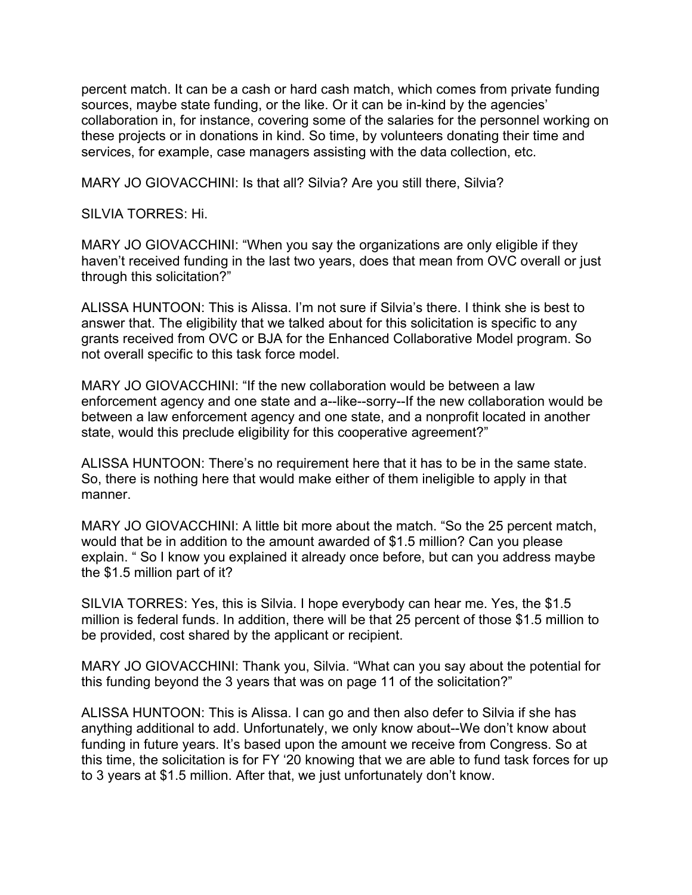percent match. It can be a cash or hard cash match, which comes from private funding sources, maybe state funding, or the like. Or it can be in-kind by the agencies' collaboration in, for instance, covering some of the salaries for the personnel working on these projects or in donations in kind. So time, by volunteers donating their time and services, for example, case managers assisting with the data collection, etc.

MARY JO GIOVACCHINI: Is that all? Silvia? Are you still there, Silvia?

SILVIA TORRES: Hi.

MARY JO GIOVACCHINI: "When you say the organizations are only eligible if they haven't received funding in the last two years, does that mean from OVC overall or just through this solicitation?"

ALISSA HUNTOON: This is Alissa. I'm not sure if Silvia's there. I think she is best to answer that. The eligibility that we talked about for this solicitation is specific to any grants received from OVC or BJA for the Enhanced Collaborative Model program. So not overall specific to this task force model.

MARY JO GIOVACCHINI: "If the new collaboration would be between a law enforcement agency and one state and a--like--sorry--If the new collaboration would be between a law enforcement agency and one state, and a nonprofit located in another state, would this preclude eligibility for this cooperative agreement?"

ALISSA HUNTOON: There's no requirement here that it has to be in the same state. So, there is nothing here that would make either of them ineligible to apply in that manner.

MARY JO GIOVACCHINI: A little bit more about the match. "So the 25 percent match, would that be in addition to the amount awarded of $1.5 million? Can you please explain. " So I know you explained it already once before, but can you address maybe the $1.5 million part of it?

SILVIA TORRES: Yes, this is Silvia. I hope everybody can hear me. Yes, the $1.5 million is federal funds. In addition, there will be that 25 percent of those $1.5 million to be provided, cost shared by the applicant or recipient.

MARY JO GIOVACCHINI: Thank you, Silvia. "What can you say about the potential for this funding beyond the 3 years that was on page 11 of the solicitation?"

ALISSA HUNTOON: This is Alissa. I can go and then also defer to Silvia if she has anything additional to add. Unfortunately, we only know about--We don't know about funding in future years. It's based upon the amount we receive from Congress. So at this time, the solicitation is for FY '20 knowing that we are able to fund task forces for up to 3 years at $1.5 million. After that, we just unfortunately don't know.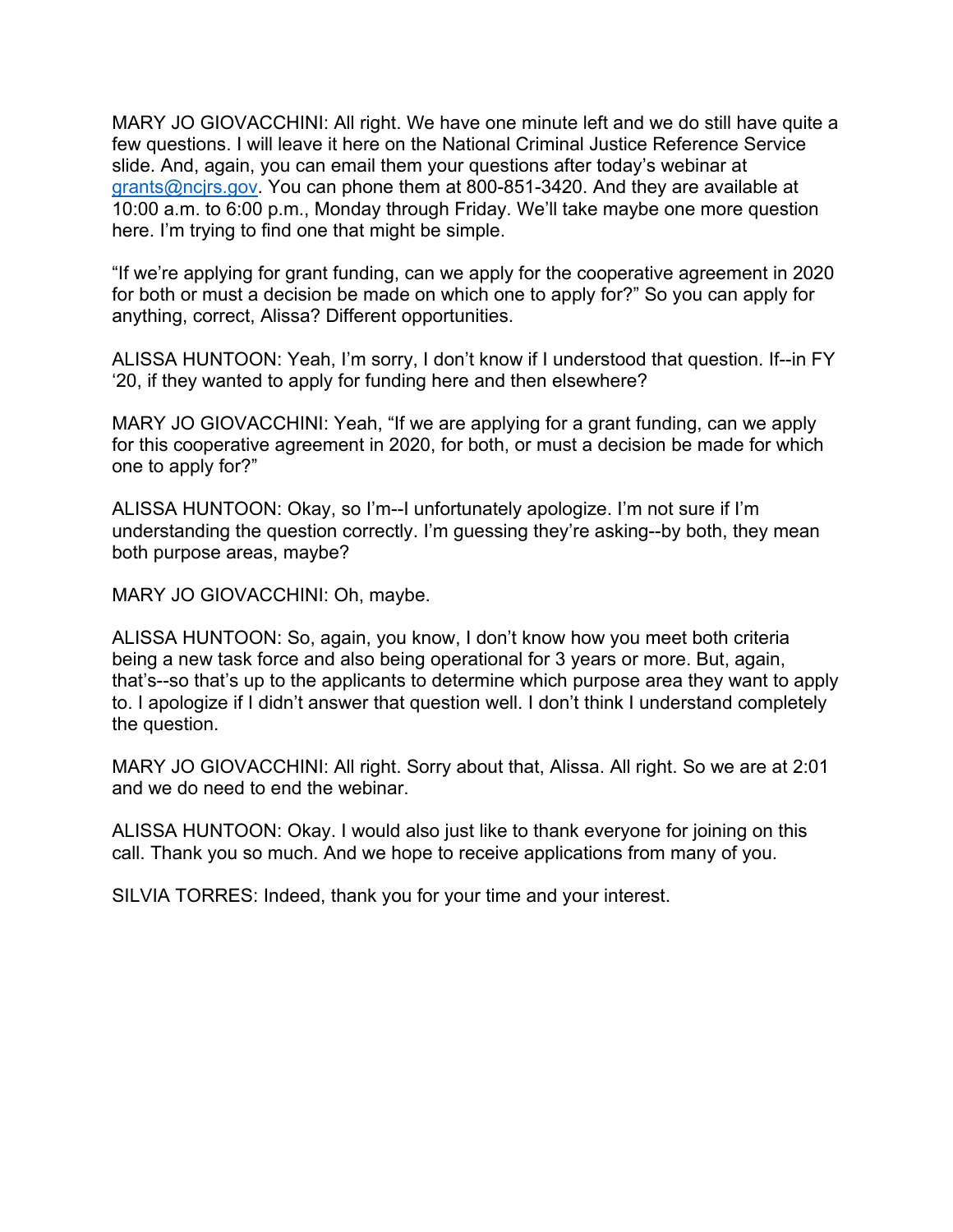MARY JO GIOVACCHINI: All right. We have one minute left and we do still have quite a few questions. I will leave it here on the National Criminal Justice Reference Service slide. And, again, you can email them your questions after today's webinar at [grants@ncjrs.gov](mailto:grants@ncjrs.gov). You can phone them at 800-851-3420. And they are available at 10:00 a.m. to 6:00 p.m., Monday through Friday. We'll take maybe one more question here. I'm trying to find one that might be simple.

"If we're applying for grant funding, can we apply for the cooperative agreement in 2020 for both or must a decision be made on which one to apply for?" So you can apply for anything, correct, Alissa? Different opportunities.

ALISSA HUNTOON: Yeah, I'm sorry, I don't know if I understood that question. If--in FY '20, if they wanted to apply for funding here and then elsewhere?

MARY JO GIOVACCHINI: Yeah, "If we are applying for a grant funding, can we apply for this cooperative agreement in 2020, for both, or must a decision be made for which one to apply for?"

ALISSA HUNTOON: Okay, so I'm--I unfortunately apologize. I'm not sure if I'm understanding the question correctly. I'm guessing they're asking--by both, they mean both purpose areas, maybe?

MARY JO GIOVACCHINI: Oh, maybe.

ALISSA HUNTOON: So, again, you know, I don't know how you meet both criteria being a new task force and also being operational for 3 years or more. But, again, that's--so that's up to the applicants to determine which purpose area they want to apply to. I apologize if I didn't answer that question well. I don't think I understand completely the question.

MARY JO GIOVACCHINI: All right. Sorry about that, Alissa. All right. So we are at 2:01 and we do need to end the webinar.

ALISSA HUNTOON: Okay. I would also just like to thank everyone for joining on this call. Thank you so much. And we hope to receive applications from many of you.

SILVIA TORRES: Indeed, thank you for your time and your interest.